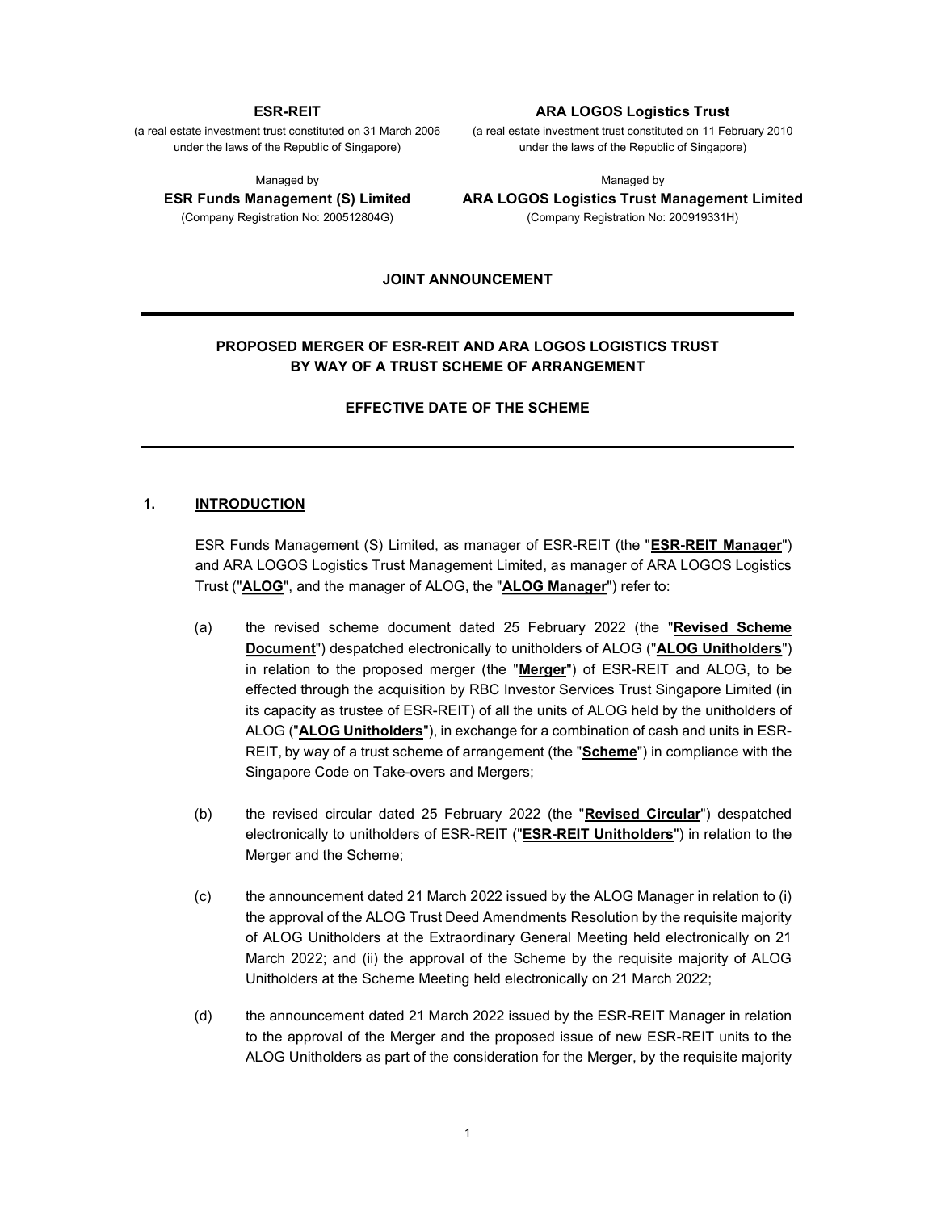**ESR-REIT**

(a real estate investment trust constituted on 31 March 2006 under the laws of the Republic of Singapore)

Managed by

**ESR Funds Management (S) Limited**

(Company Registration No: 200512804G)

**ARA LOGOS Logistics Trust**

(a real estate investment trust constituted on 11 February 2010 under the laws of the Republic of Singapore)

Managed by

**ARA LOGOS Logistics Trust Management Limited**

(Company Registration No: 200919331H)

**JOINT ANNOUNCEMENT**

---

**PROPOSED MERGER OF ESR-REIT AND ARA LOGOS LOGISTICS TRUST BY WAY OF A TRUST SCHEME OF ARRANGEMENT**

**EFFECTIVE DATE OF THE SCHEME**

---

## 1. INTRODUCTION

ESR Funds Management (S) Limited, as manager of ESR-REIT (the "**ESR-REIT Manager**") and ARA LOGOS Logistics Trust Management Limited, as manager of ARA LOGOS Logistics Trust ("**ALOG**", and the manager of ALOG, the "**ALOG Manager**") refer to:

(a) the revised scheme document dated 25 February 2022 (the "**Revised Scheme Document**") despatched electronically to unitholders of ALOG ("**ALOG Unitholders**") in relation to the proposed merger (the "**Merger**") of ESR-REIT and ALOG, to be effected through the acquisition by RBC Investor Services Trust Singapore Limited (in its capacity as trustee of ESR-REIT) of all the units of ALOG held by the unitholders of ALOG ("**ALOG Unitholders**"), in exchange for a combination of cash and units in ESR-REIT, by way of a trust scheme of arrangement (the "**Scheme**") in compliance with the Singapore Code on Take-overs and Mergers;

(b) the revised circular dated 25 February 2022 (the "**Revised Circular**") despatched electronically to unitholders of ESR-REIT ("**ESR-REIT Unitholders**") in relation to the Merger and the Scheme;

(c) the announcement dated 21 March 2022 issued by the ALOG Manager in relation to (i) the approval of the ALOG Trust Deed Amendments Resolution by the requisite majority of ALOG Unitholders at the Extraordinary General Meeting held electronically on 21 March 2022; and (ii) the approval of the Scheme by the requisite majority of ALOG Unitholders at the Scheme Meeting held electronically on 21 March 2022;

(d) the announcement dated 21 March 2022 issued by the ESR-REIT Manager in relation to the approval of the Merger and the proposed issue of new ESR-REIT units to the ALOG Unitholders as part of the consideration for the Merger, by the requisite majority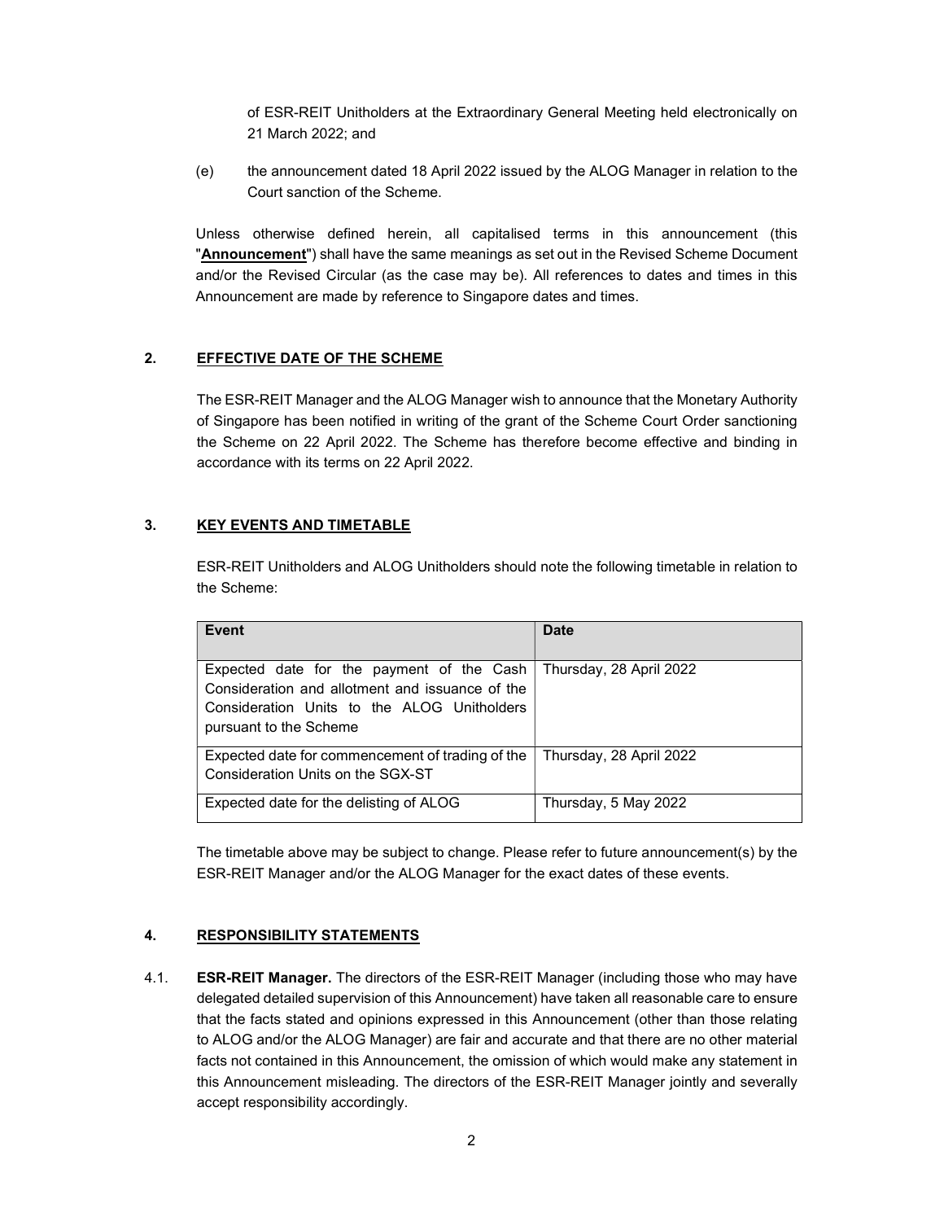of ESR-REIT Unitholders at the Extraordinary General Meeting held electronically on 21 March 2022; and

(e) the announcement dated 18 April 2022 issued by the ALOG Manager in relation to the Court sanction of the Scheme.

Unless otherwise defined herein, all capitalised terms in this announcement (this "**Announcement**") shall have the same meanings as set out in the Revised Scheme Document and/or the Revised Circular (as the case may be). All references to dates and times in this Announcement are made by reference to Singapore dates and times.

## 2. EFFECTIVE DATE OF THE SCHEME

The ESR-REIT Manager and the ALOG Manager wish to announce that the Monetary Authority of Singapore has been notified in writing of the grant of the Scheme Court Order sanctioning the Scheme on 22 April 2022. The Scheme has therefore become effective and binding in accordance with its terms on 22 April 2022.

## 3. KEY EVENTS AND TIMETABLE

ESR-REIT Unitholders and ALOG Unitholders should note the following timetable in relation to the Scheme:

| Event | Date |
|---|---|
| Expected date for the payment of the Cash Consideration and allotment and issuance of the Consideration Units to the ALOG Unitholders pursuant to the Scheme | Thursday, 28 April 2022 |
| Expected date for commencement of trading of the Consideration Units on the SGX-ST | Thursday, 28 April 2022 |
| Expected date for the delisting of ALOG | Thursday, 5 May 2022 |

The timetable above may be subject to change. Please refer to future announcement(s) by the ESR-REIT Manager and/or the ALOG Manager for the exact dates of these events.

## 4. RESPONSIBILITY STATEMENTS

4.1. **ESR-REIT Manager.** The directors of the ESR-REIT Manager (including those who may have delegated detailed supervision of this Announcement) have taken all reasonable care to ensure that the facts stated and opinions expressed in this Announcement (other than those relating to ALOG and/or the ALOG Manager) are fair and accurate and that there are no other material facts not contained in this Announcement, the omission of which would make any statement in this Announcement misleading. The directors of the ESR-REIT Manager jointly and severally accept responsibility accordingly.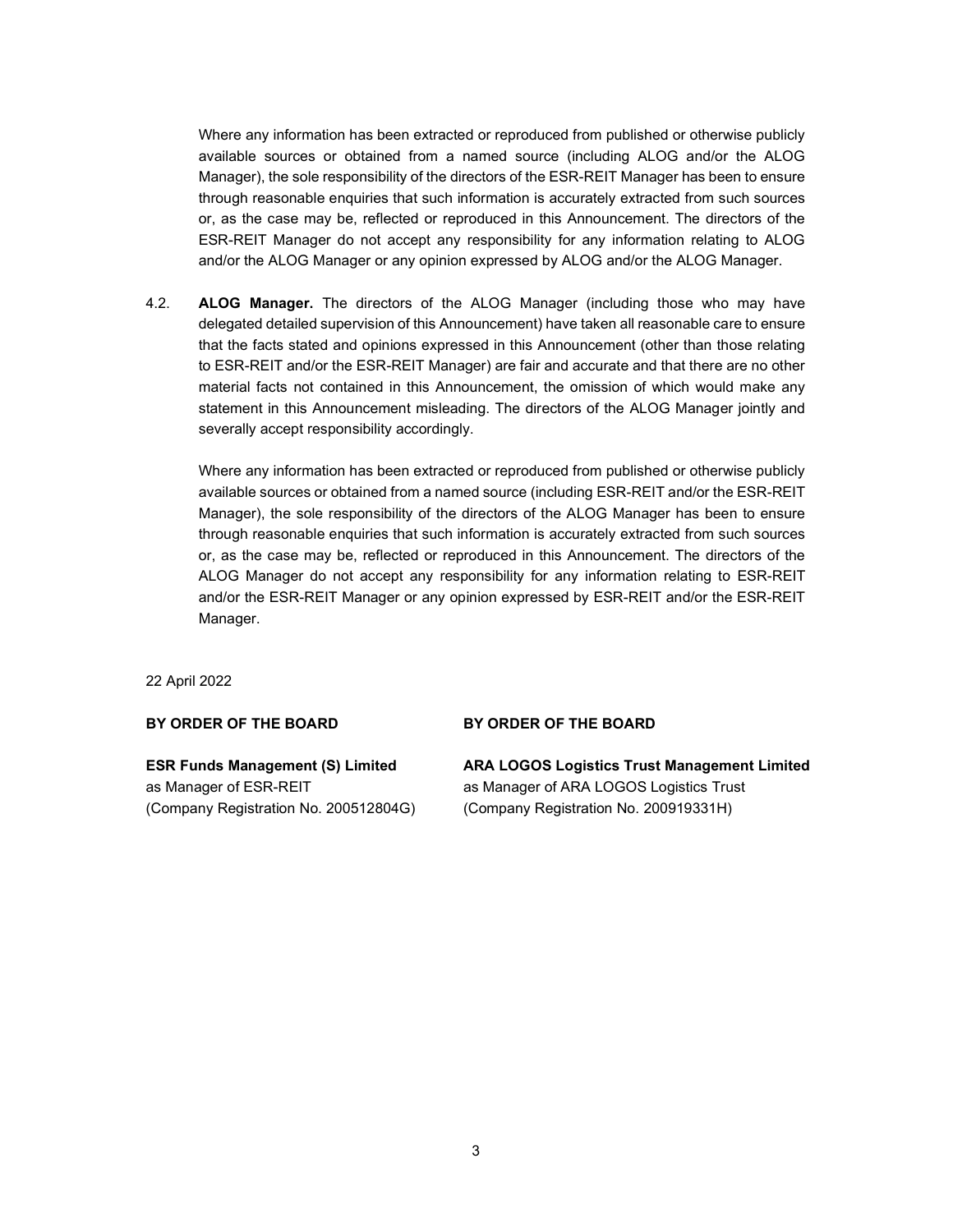Where any information has been extracted or reproduced from published or otherwise publicly available sources or obtained from a named source (including ALOG and/or the ALOG Manager), the sole responsibility of the directors of the ESR-REIT Manager has been to ensure through reasonable enquiries that such information is accurately extracted from such sources or, as the case may be, reflected or reproduced in this Announcement. The directors of the ESR-REIT Manager do not accept any responsibility for any information relating to ALOG and/or the ALOG Manager or any opinion expressed by ALOG and/or the ALOG Manager.

4.2. **ALOG Manager.** The directors of the ALOG Manager (including those who may have delegated detailed supervision of this Announcement) have taken all reasonable care to ensure that the facts stated and opinions expressed in this Announcement (other than those relating to ESR-REIT and/or the ESR-REIT Manager) are fair and accurate and that there are no other material facts not contained in this Announcement, the omission of which would make any statement in this Announcement misleading. The directors of the ALOG Manager jointly and severally accept responsibility accordingly.

Where any information has been extracted or reproduced from published or otherwise publicly available sources or obtained from a named source (including ESR-REIT and/or the ESR-REIT Manager), the sole responsibility of the directors of the ALOG Manager has been to ensure through reasonable enquiries that such information is accurately extracted from such sources or, as the case may be, reflected or reproduced in this Announcement. The directors of the ALOG Manager do not accept any responsibility for any information relating to ESR-REIT and/or the ESR-REIT Manager or any opinion expressed by ESR-REIT and/or the ESR-REIT Manager.

22 April 2022

**BY ORDER OF THE BOARD**

**ESR Funds Management (S) Limited**
as Manager of ESR-REIT
(Company Registration No. 200512804G)

**BY ORDER OF THE BOARD**

**ARA LOGOS Logistics Trust Management Limited**
as Manager of ARA LOGOS Logistics Trust
(Company Registration No. 200919331H)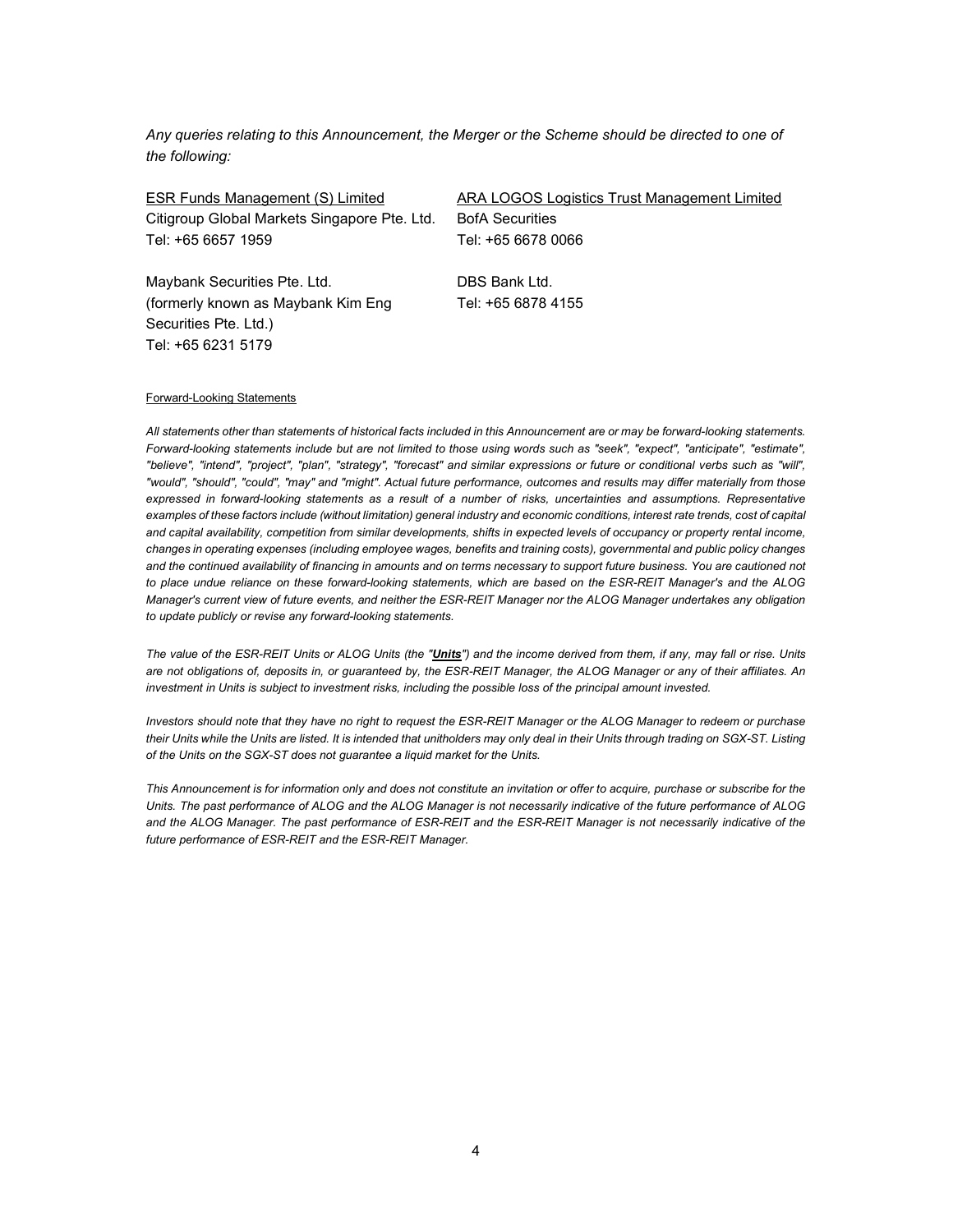*Any queries relating to this Announcement, the Merger or the Scheme should be directed to one of the following:*

| ESR Funds Management (S) Limited | ARA LOGOS Logistics Trust Management Limited |
|---|---|
| Citigroup Global Markets Singapore Pte. Ltd.<br>Tel: +65 6657 1959 | BofA Securities<br>Tel: +65 6678 0066 |
| Maybank Securities Pte. Ltd.<br>(formerly known as Maybank Kim Eng Securities Pte. Ltd.)<br>Tel: +65 6231 5179 | DBS Bank Ltd.<br>Tel: +65 6878 4155 |

Forward-Looking Statements

*All statements other than statements of historical facts included in this Announcement are or may be forward-looking statements. Forward-looking statements include but are not limited to those using words such as "seek", "expect", "anticipate", "estimate", "believe", "intend", "project", "plan", "strategy", "forecast" and similar expressions or future or conditional verbs such as "will", "would", "should", "could", "may" and "might". Actual future performance, outcomes and results may differ materially from those expressed in forward-looking statements as a result of a number of risks, uncertainties and assumptions. Representative examples of these factors include (without limitation) general industry and economic conditions, interest rate trends, cost of capital and capital availability, competition from similar developments, shifts in expected levels of occupancy or property rental income, changes in operating expenses (including employee wages, benefits and training costs), governmental and public policy changes and the continued availability of financing in amounts and on terms necessary to support future business. You are cautioned not to place undue reliance on these forward-looking statements, which are based on the ESR-REIT Manager's and the ALOG Manager's current view of future events, and neither the ESR-REIT Manager nor the ALOG Manager undertakes any obligation to update publicly or revise any forward-looking statements.*

*The value of the ESR-REIT Units or ALOG Units (the "**Units**") and the income derived from them, if any, may fall or rise. Units are not obligations of, deposits in, or guaranteed by, the ESR-REIT Manager, the ALOG Manager or any of their affiliates. An investment in Units is subject to investment risks, including the possible loss of the principal amount invested.*

*Investors should note that they have no right to request the ESR-REIT Manager or the ALOG Manager to redeem or purchase their Units while the Units are listed. It is intended that unitholders may only deal in their Units through trading on SGX-ST. Listing of the Units on the SGX-ST does not guarantee a liquid market for the Units.*

*This Announcement is for information only and does not constitute an invitation or offer to acquire, purchase or subscribe for the Units. The past performance of ALOG and the ALOG Manager is not necessarily indicative of the future performance of ALOG and the ALOG Manager. The past performance of ESR-REIT and the ESR-REIT Manager is not necessarily indicative of the future performance of ESR-REIT and the ESR-REIT Manager.*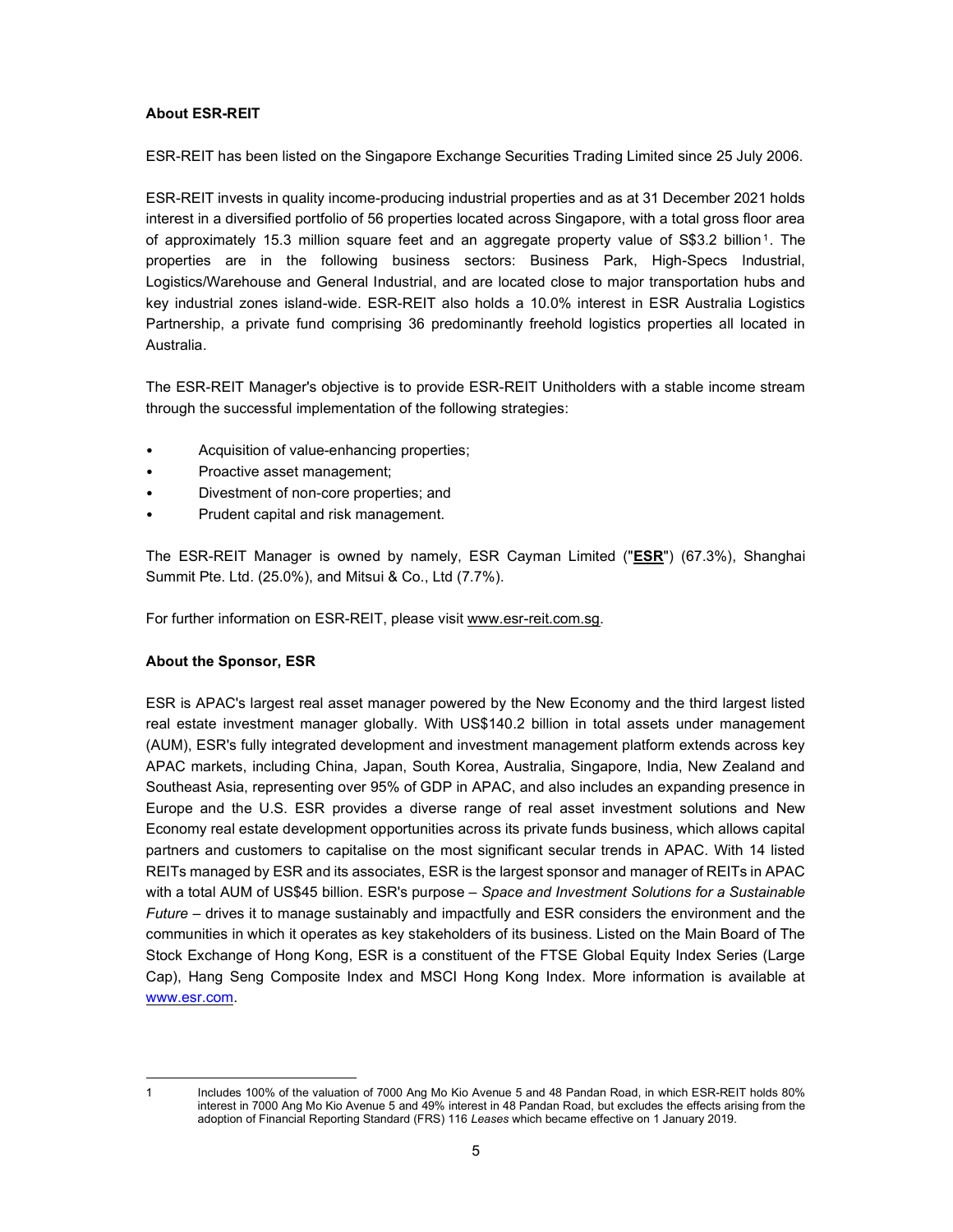**About ESR-REIT**

ESR-REIT has been listed on the Singapore Exchange Securities Trading Limited since 25 July 2006.

ESR-REIT invests in quality income-producing industrial properties and as at 31 December 2021 holds interest in a diversified portfolio of 56 properties located across Singapore, with a total gross floor area of approximately 15.3 million square feet and an aggregate property value of S$3.2 billion[1]. The properties are in the following business sectors: Business Park, High-Specs Industrial, Logistics/Warehouse and General Industrial, and are located close to major transportation hubs and key industrial zones island-wide. ESR-REIT also holds a 10.0% interest in ESR Australia Logistics Partnership, a private fund comprising 36 predominantly freehold logistics properties all located in Australia.

The ESR-REIT Manager's objective is to provide ESR-REIT Unitholders with a stable income stream through the successful implementation of the following strategies:

- Acquisition of value-enhancing properties;
- Proactive asset management;
- Divestment of non-core properties; and
- Prudent capital and risk management.

The ESR-REIT Manager is owned by namely, ESR Cayman Limited ("**ESR**") (67.3%), Shanghai Summit Pte. Ltd. (25.0%), and Mitsui & Co., Ltd (7.7%).

For further information on ESR-REIT, please visit www.esr-reit.com.sg.

**About the Sponsor, ESR**

ESR is APAC's largest real asset manager powered by the New Economy and the third largest listed real estate investment manager globally. With US$140.2 billion in total assets under management (AUM), ESR's fully integrated development and investment management platform extends across key APAC markets, including China, Japan, South Korea, Australia, Singapore, India, New Zealand and Southeast Asia, representing over 95% of GDP in APAC, and also includes an expanding presence in Europe and the U.S. ESR provides a diverse range of real asset investment solutions and New Economy real estate development opportunities across its private funds business, which allows capital partners and customers to capitalise on the most significant secular trends in APAC. With 14 listed REITs managed by ESR and its associates, ESR is the largest sponsor and manager of REITs in APAC with a total AUM of US$45 billion. ESR's purpose – *Space and Investment Solutions for a Sustainable Future* – drives it to manage sustainably and impactfully and ESR considers the environment and the communities in which it operates as key stakeholders of its business. Listed on the Main Board of The Stock Exchange of Hong Kong, ESR is a constituent of the FTSE Global Equity Index Series (Large Cap), Hang Seng Composite Index and MSCI Hong Kong Index. More information is available at www.esr.com.

---

1 Includes 100% of the valuation of 7000 Ang Mo Kio Avenue 5 and 48 Pandan Road, in which ESR-REIT holds 80% interest in 7000 Ang Mo Kio Avenue 5 and 49% interest in 48 Pandan Road, but excludes the effects arising from the adoption of Financial Reporting Standard (FRS) 116 *Leases* which became effective on 1 January 2019.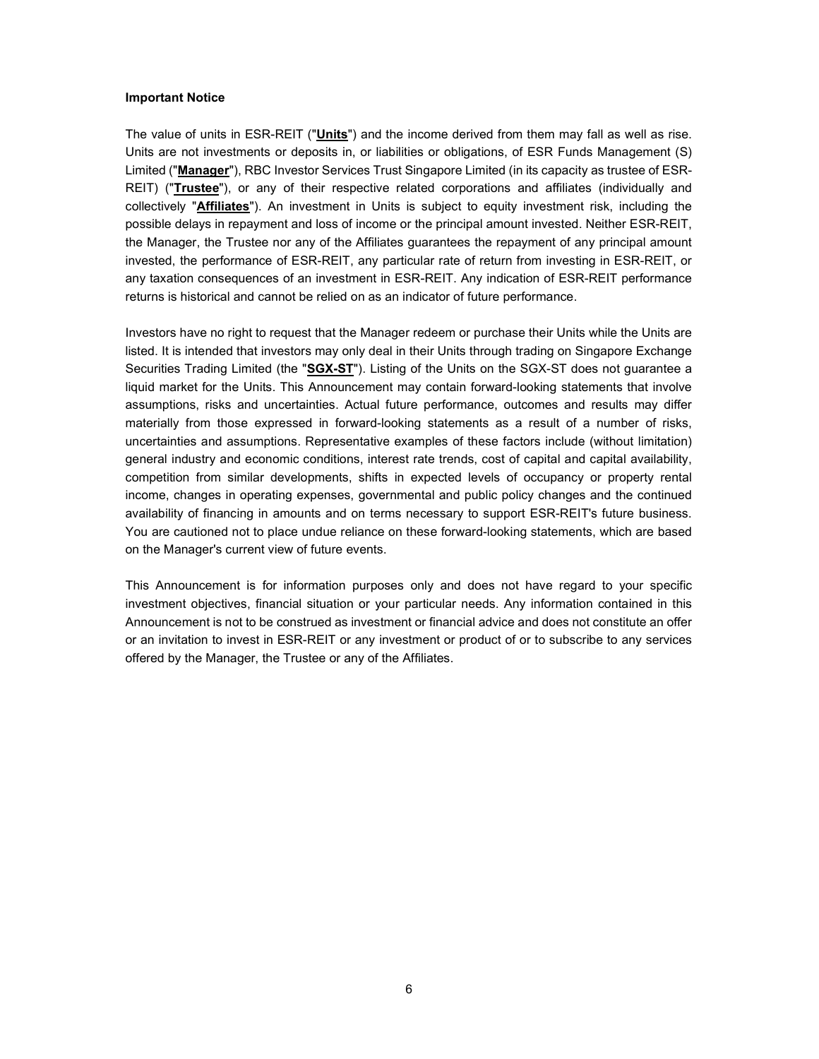**Important Notice**

The value of units in ESR-REIT ("**Units**") and the income derived from them may fall as well as rise. Units are not investments or deposits in, or liabilities or obligations, of ESR Funds Management (S) Limited ("**Manager**"), RBC Investor Services Trust Singapore Limited (in its capacity as trustee of ESR-REIT) ("**Trustee**"), or any of their respective related corporations and affiliates (individually and collectively "**Affiliates**"). An investment in Units is subject to equity investment risk, including the possible delays in repayment and loss of income or the principal amount invested. Neither ESR-REIT, the Manager, the Trustee nor any of the Affiliates guarantees the repayment of any principal amount invested, the performance of ESR-REIT, any particular rate of return from investing in ESR-REIT, or any taxation consequences of an investment in ESR-REIT. Any indication of ESR-REIT performance returns is historical and cannot be relied on as an indicator of future performance.

Investors have no right to request that the Manager redeem or purchase their Units while the Units are listed. It is intended that investors may only deal in their Units through trading on Singapore Exchange Securities Trading Limited (the "**SGX-ST**"). Listing of the Units on the SGX-ST does not guarantee a liquid market for the Units. This Announcement may contain forward-looking statements that involve assumptions, risks and uncertainties. Actual future performance, outcomes and results may differ materially from those expressed in forward-looking statements as a result of a number of risks, uncertainties and assumptions. Representative examples of these factors include (without limitation) general industry and economic conditions, interest rate trends, cost of capital and capital availability, competition from similar developments, shifts in expected levels of occupancy or property rental income, changes in operating expenses, governmental and public policy changes and the continued availability of financing in amounts and on terms necessary to support ESR-REIT's future business. You are cautioned not to place undue reliance on these forward-looking statements, which are based on the Manager's current view of future events.

This Announcement is for information purposes only and does not have regard to your specific investment objectives, financial situation or your particular needs. Any information contained in this Announcement is not to be construed as investment or financial advice and does not constitute an offer or an invitation to invest in ESR-REIT or any investment or product of or to subscribe to any services offered by the Manager, the Trustee or any of the Affiliates.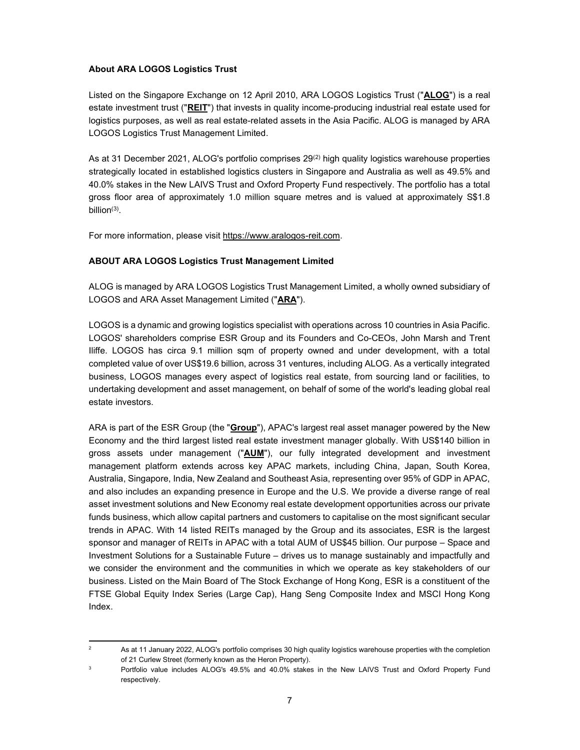**About ARA LOGOS Logistics Trust**

Listed on the Singapore Exchange on 12 April 2010, ARA LOGOS Logistics Trust ("**ALOG**") is a real estate investment trust ("**REIT**") that invests in quality income-producing industrial real estate used for logistics purposes, as well as real estate-related assets in the Asia Pacific. ALOG is managed by ARA LOGOS Logistics Trust Management Limited.

As at 31 December 2021, ALOG's portfolio comprises 29[(2)] high quality logistics warehouse properties strategically located in established logistics clusters in Singapore and Australia as well as 49.5% and 40.0% stakes in the New LAIVS Trust and Oxford Property Fund respectively. The portfolio has a total gross floor area of approximately 1.0 million square metres and is valued at approximately S$1.8 billion[(3)].

For more information, please visit https://www.aralogos-reit.com.

**ABOUT ARA LOGOS Logistics Trust Management Limited**

ALOG is managed by ARA LOGOS Logistics Trust Management Limited, a wholly owned subsidiary of LOGOS and ARA Asset Management Limited ("**ARA**").

LOGOS is a dynamic and growing logistics specialist with operations across 10 countries in Asia Pacific. LOGOS' shareholders comprise ESR Group and its Founders and Co-CEOs, John Marsh and Trent Iliffe. LOGOS has circa 9.1 million sqm of property owned and under development, with a total completed value of over US$19.6 billion, across 31 ventures, including ALOG. As a vertically integrated business, LOGOS manages every aspect of logistics real estate, from sourcing land or facilities, to undertaking development and asset management, on behalf of some of the world's leading global real estate investors.

ARA is part of the ESR Group (the "**Group**"), APAC's largest real asset manager powered by the New Economy and the third largest listed real estate investment manager globally. With US$140 billion in gross assets under management ("**AUM**"), our fully integrated development and investment management platform extends across key APAC markets, including China, Japan, South Korea, Australia, Singapore, India, New Zealand and Southeast Asia, representing over 95% of GDP in APAC, and also includes an expanding presence in Europe and the U.S. We provide a diverse range of real asset investment solutions and New Economy real estate development opportunities across our private funds business, which allow capital partners and customers to capitalise on the most significant secular trends in APAC. With 14 listed REITs managed by the Group and its associates, ESR is the largest sponsor and manager of REITs in APAC with a total AUM of US$45 billion. Our purpose – Space and Investment Solutions for a Sustainable Future – drives us to manage sustainably and impactfully and we consider the environment and the communities in which we operate as key stakeholders of our business. Listed on the Main Board of The Stock Exchange of Hong Kong, ESR is a constituent of the FTSE Global Equity Index Series (Large Cap), Hang Seng Composite Index and MSCI Hong Kong Index.

---

[2] As at 11 January 2022, ALOG's portfolio comprises 30 high quality logistics warehouse properties with the completion of 21 Curlew Street (formerly known as the Heron Property).

[3] Portfolio value includes ALOG's 49.5% and 40.0% stakes in the New LAIVS Trust and Oxford Property Fund respectively.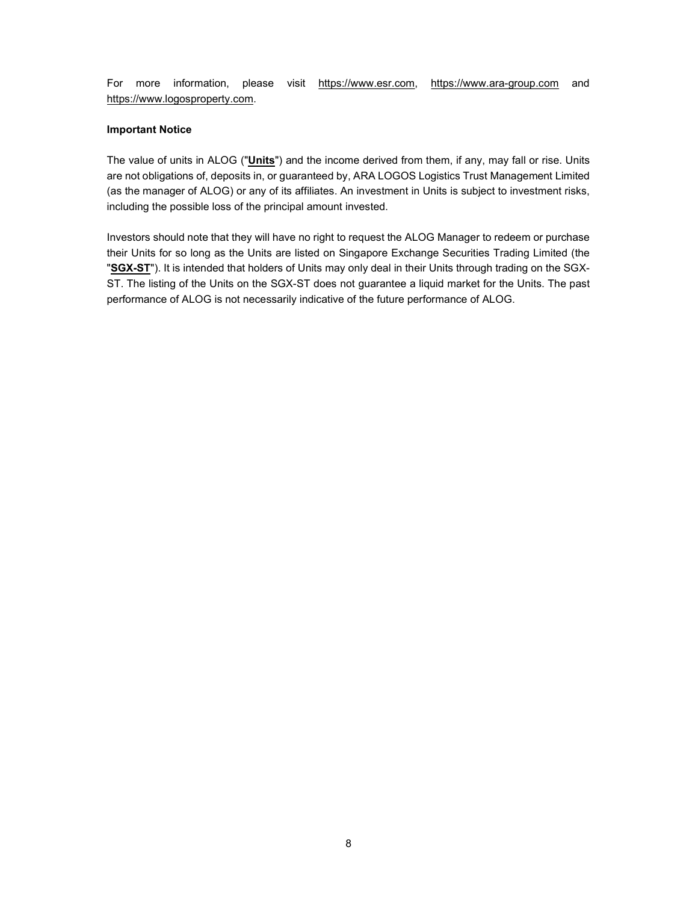For more information, please visit https://www.esr.com, https://www.ara-group.com and https://www.logosproperty.com.

**Important Notice**

The value of units in ALOG ("**Units**") and the income derived from them, if any, may fall or rise. Units are not obligations of, deposits in, or guaranteed by, ARA LOGOS Logistics Trust Management Limited (as the manager of ALOG) or any of its affiliates. An investment in Units is subject to investment risks, including the possible loss of the principal amount invested.

Investors should note that they will have no right to request the ALOG Manager to redeem or purchase their Units for so long as the Units are listed on Singapore Exchange Securities Trading Limited (the "**SGX-ST**"). It is intended that holders of Units may only deal in their Units through trading on the SGX-ST. The listing of the Units on the SGX-ST does not guarantee a liquid market for the Units. The past performance of ALOG is not necessarily indicative of the future performance of ALOG.